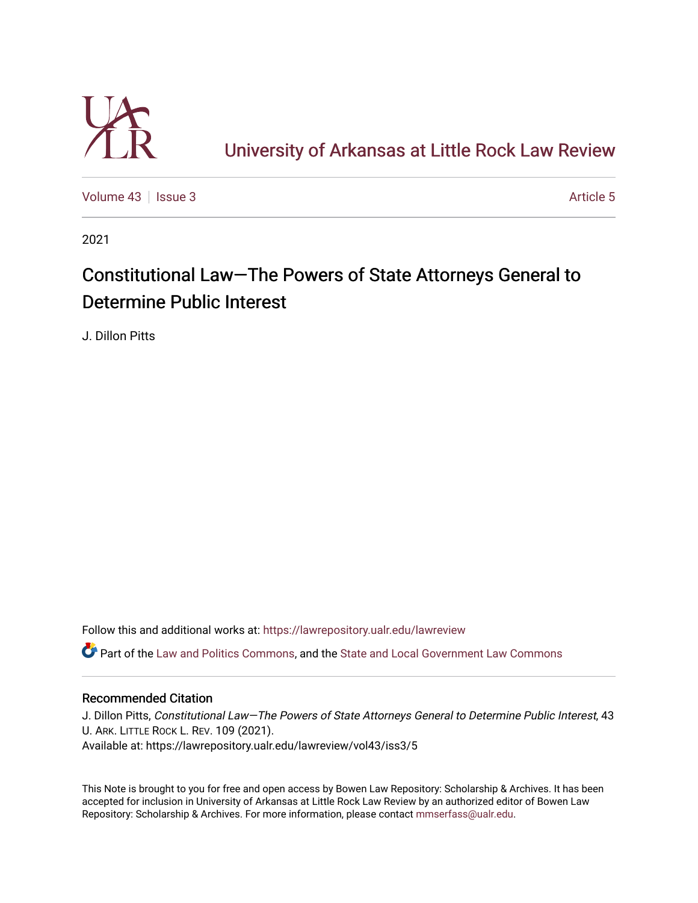# University of Arkansas at Little Rock Law Review

Volume 43 | Issue 3 | Article 5

2021

## Constitutional Law—The Powers of State Attorneys General to Determine Public Interest

J. Dillon Pitts

Follow this and additional works at: https://lawrepository.ualr.edu/lawreview

Part of the Law and Politics Commons, and the State and Local Government Law Commons

### Recommended Citation

J. Dillon Pitts, *Constitutional Law—The Powers of State Attorneys General to Determine Public Interest*, 43 U. ARK. LITTLE ROCK L. REV. 109 (2021).
Available at: https://lawrepository.ualr.edu/lawreview/vol43/iss3/5

This Note is brought to you for free and open access by Bowen Law Repository: Scholarship & Archives. It has been accepted for inclusion in University of Arkansas at Little Rock Law Review by an authorized editor of Bowen Law Repository: Scholarship & Archives. For more information, please contact mmserfass@ualr.edu.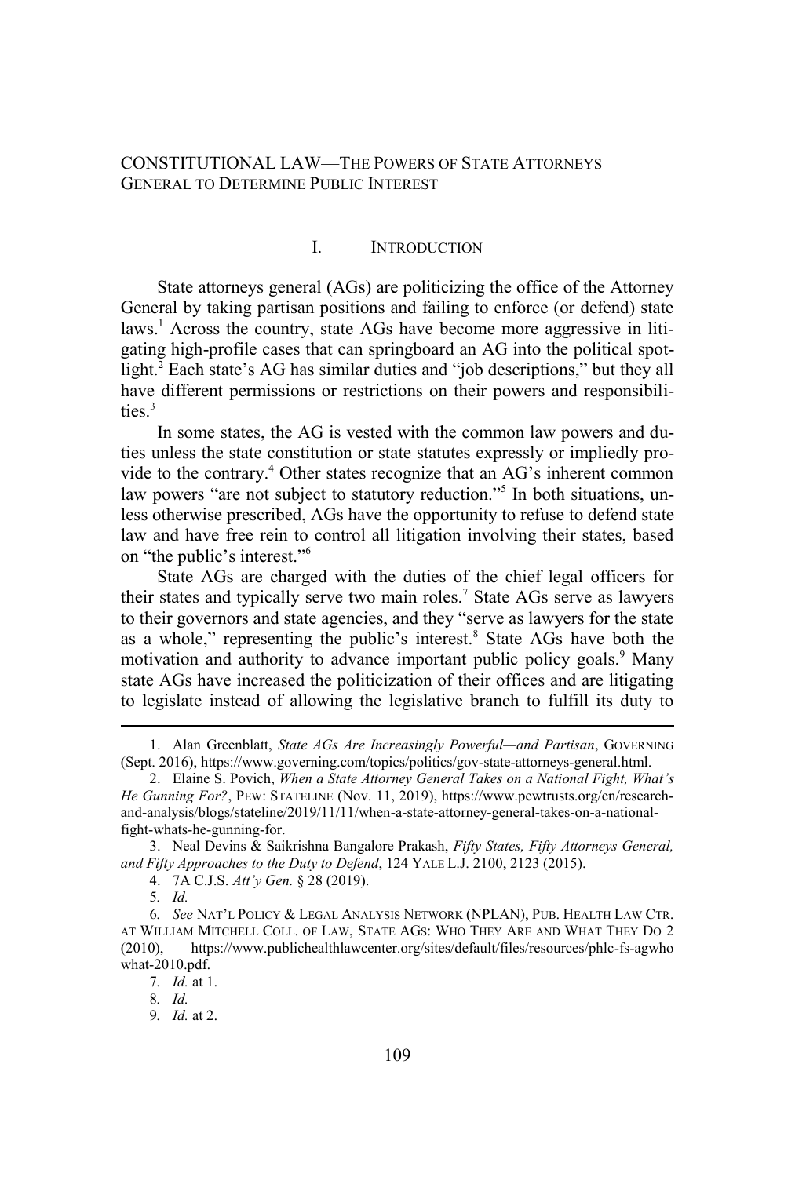# CONSTITUTIONAL LAW—THE POWERS OF STATE ATTORNEYS GENERAL TO DETERMINE PUBLIC INTEREST

## I. INTRODUCTION

State attorneys general (AGs) are politicizing the office of the Attorney General by taking partisan positions and failing to enforce (or defend) state laws.[1] Across the country, state AGs have become more aggressive in litigating high-profile cases that can springboard an AG into the political spotlight.[2] Each state's AG has similar duties and "job descriptions," but they all have different permissions or restrictions on their powers and responsibilities.[3]

In some states, the AG is vested with the common law powers and duties unless the state constitution or state statutes expressly or impliedly provide to the contrary.[4] Other states recognize that an AG's inherent common law powers "are not subject to statutory reduction."[5] In both situations, unless otherwise prescribed, AGs have the opportunity to refuse to defend state law and have free rein to control all litigation involving their states, based on "the public's interest."[6]

State AGs are charged with the duties of the chief legal officers for their states and typically serve two main roles.[7] State AGs serve as lawyers to their governors and state agencies, and they "serve as lawyers for the state as a whole," representing the public's interest.[8] State AGs have both the motivation and authority to advance important public policy goals.[9] Many state AGs have increased the politicization of their offices and are litigating to legislate instead of allowing the legislative branch to fulfill its duty to

---

1. Alan Greenblatt, *State AGs Are Increasingly Powerful—and Partisan*, GOVERNING (Sept. 2016), https://www.governing.com/topics/politics/gov-state-attorneys-general.html.

2. Elaine S. Povich, *When a State Attorney General Takes on a National Fight, What's He Gunning For?*, PEW: STATELINE (Nov. 11, 2019), https://www.pewtrusts.org/en/research-and-analysis/blogs/stateline/2019/11/11/when-a-state-attorney-general-takes-on-a-national-fight-whats-he-gunning-for.

3. Neal Devins & Saikrishna Bangalore Prakash, *Fifty States, Fifty Attorneys General, and Fifty Approaches to the Duty to Defend*, 124 YALE L.J. 2100, 2123 (2015).

4. 7A C.J.S. *Att'y Gen.* § 28 (2019).

5. *Id.*

6. *See* NAT'L POLICY & LEGAL ANALYSIS NETWORK (NPLAN), PUB. HEALTH LAW CTR. AT WILLIAM MITCHELL COLL. OF LAW, STATE AGS: WHO THEY ARE AND WHAT THEY DO 2 (2010), https://www.publichealthlawcenter.org/sites/default/files/resources/phlc-fs-agwhowhat-2010.pdf.

7. *Id.* at 1.

8. *Id.*

9. *Id.* at 2.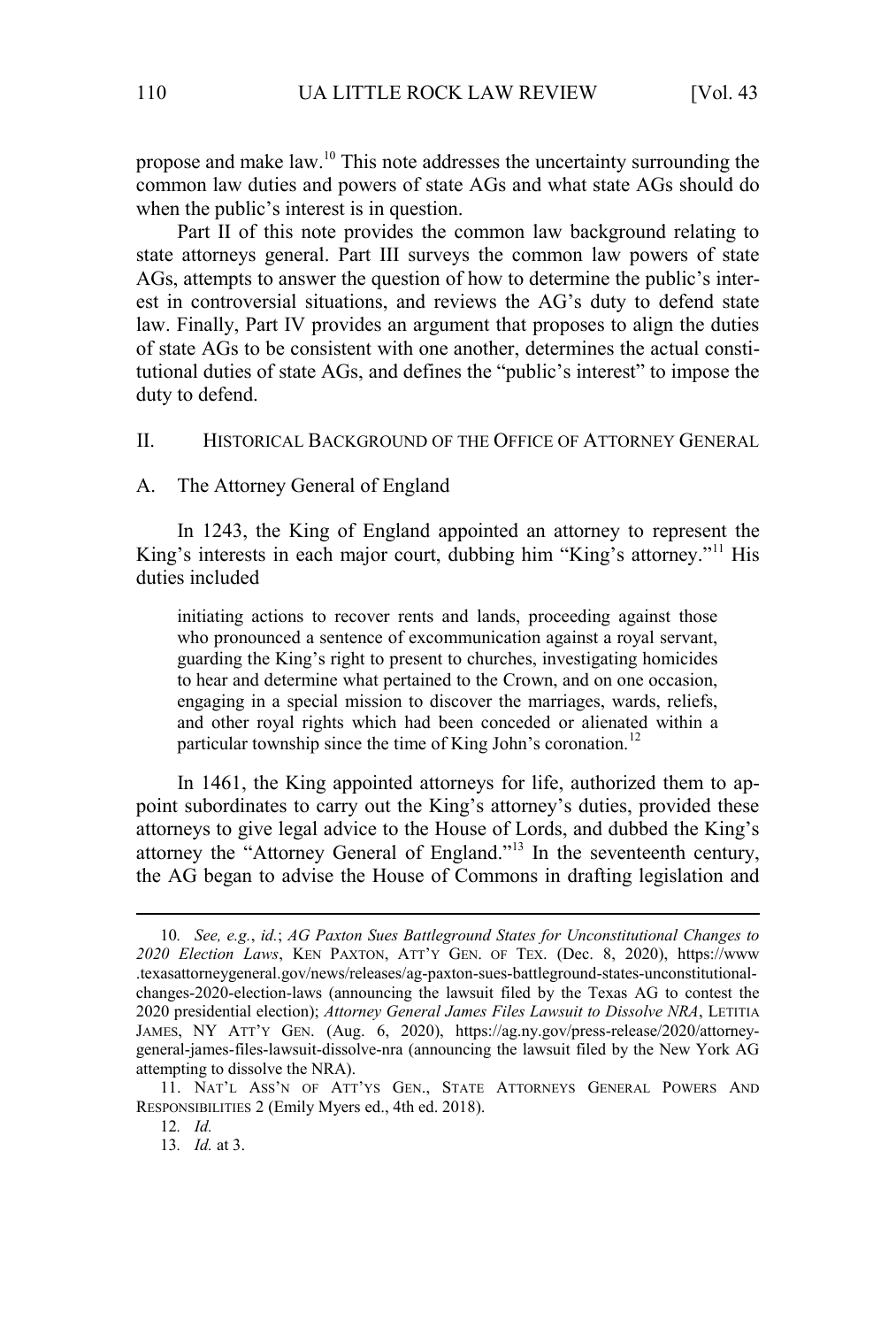propose and make law.[10] This note addresses the uncertainty surrounding the common law duties and powers of state AGs and what state AGs should do when the public's interest is in question.

Part II of this note provides the common law background relating to state attorneys general. Part III surveys the common law powers of state AGs, attempts to answer the question of how to determine the public's interest in controversial situations, and reviews the AG's duty to defend state law. Finally, Part IV provides an argument that proposes to align the duties of state AGs to be consistent with one another, determines the actual constitutional duties of state AGs, and defines the "public's interest" to impose the duty to defend.

## II. HISTORICAL BACKGROUND OF THE OFFICE OF ATTORNEY GENERAL

### A. The Attorney General of England

In 1243, the King of England appointed an attorney to represent the King's interests in each major court, dubbing him "King's attorney."[11] His duties included

> initiating actions to recover rents and lands, proceeding against those who pronounced a sentence of excommunication against a royal servant, guarding the King's right to present to churches, investigating homicides to hear and determine what pertained to the Crown, and on one occasion, engaging in a special mission to discover the marriages, wards, reliefs, and other royal rights which had been conceded or alienated within a particular township since the time of King John's coronation.[12]

In 1461, the King appointed attorneys for life, authorized them to appoint subordinates to carry out the King's attorney's duties, provided these attorneys to give legal advice to the House of Lords, and dubbed the King's attorney the "Attorney General of England."[13] In the seventeenth century, the AG began to advise the House of Commons in drafting legislation and

---

10. *See, e.g.*, *id.*; *AG Paxton Sues Battleground States for Unconstitutional Changes to 2020 Election Laws*, KEN PAXTON, ATT'Y GEN. OF TEX. (Dec. 8, 2020), https://www.texasattorneygeneral.gov/news/releases/ag-paxton-sues-battleground-states-unconstitutional-changes-2020-election-laws (announcing the lawsuit filed by the Texas AG to contest the 2020 presidential election); *Attorney General James Files Lawsuit to Dissolve NRA*, LETITIA JAMES, NY ATT'Y GEN. (Aug. 6, 2020), https://ag.ny.gov/press-release/2020/attorney-general-james-files-lawsuit-dissolve-nra (announcing the lawsuit filed by the New York AG attempting to dissolve the NRA).

11. NAT'L ASS'N OF ATT'YS GEN., STATE ATTORNEYS GENERAL POWERS AND RESPONSIBILITIES 2 (Emily Myers ed., 4th ed. 2018).

12. *Id.*

13. *Id.* at 3.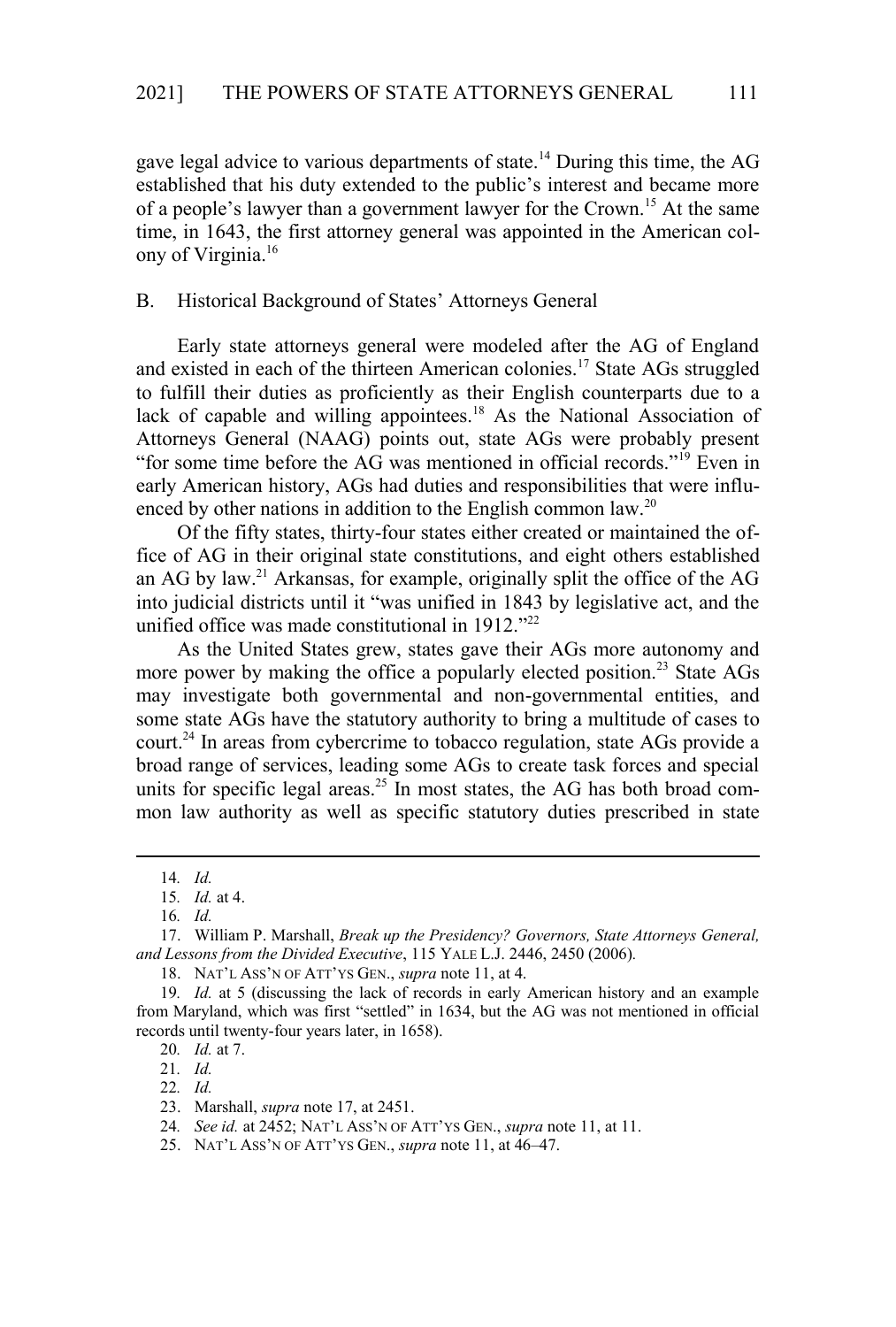gave legal advice to various departments of state.[14] During this time, the AG established that his duty extended to the public's interest and became more of a people's lawyer than a government lawyer for the Crown.[15] At the same time, in 1643, the first attorney general was appointed in the American colony of Virginia.[16]

## B. Historical Background of States' Attorneys General

Early state attorneys general were modeled after the AG of England and existed in each of the thirteen American colonies.[17] State AGs struggled to fulfill their duties as proficiently as their English counterparts due to a lack of capable and willing appointees.[18] As the National Association of Attorneys General (NAAG) points out, state AGs were probably present "for some time before the AG was mentioned in official records."[19] Even in early American history, AGs had duties and responsibilities that were influenced by other nations in addition to the English common law.[20]

Of the fifty states, thirty-four states either created or maintained the office of AG in their original state constitutions, and eight others established an AG by law.[21] Arkansas, for example, originally split the office of the AG into judicial districts until it "was unified in 1843 by legislative act, and the unified office was made constitutional in 1912."[22]

As the United States grew, states gave their AGs more autonomy and more power by making the office a popularly elected position.[23] State AGs may investigate both governmental and non-governmental entities, and some state AGs have the statutory authority to bring a multitude of cases to court.[24] In areas from cybercrime to tobacco regulation, state AGs provide a broad range of services, leading some AGs to create task forces and special units for specific legal areas.[25] In most states, the AG has both broad common law authority as well as specific statutory duties prescribed in state

---

14. *Id.*

15. *Id.* at 4.

16. *Id.*

17. William P. Marshall, *Break up the Presidency? Governors, State Attorneys General, and Lessons from the Divided Executive*, 115 YALE L.J. 2446, 2450 (2006).

18. NAT'L ASS'N OF ATT'YS GEN., *supra* note 11, at 4.

19. *Id.* at 5 (discussing the lack of records in early American history and an example from Maryland, which was first "settled" in 1634, but the AG was not mentioned in official records until twenty-four years later, in 1658).

20. *Id.* at 7.

21. *Id.*

22. *Id.*

23. Marshall, *supra* note 17, at 2451.

24. *See id.* at 2452; NAT'L ASS'N OF ATT'YS GEN., *supra* note 11, at 11.

25. NAT'L ASS'N OF ATT'YS GEN., *supra* note 11, at 46–47.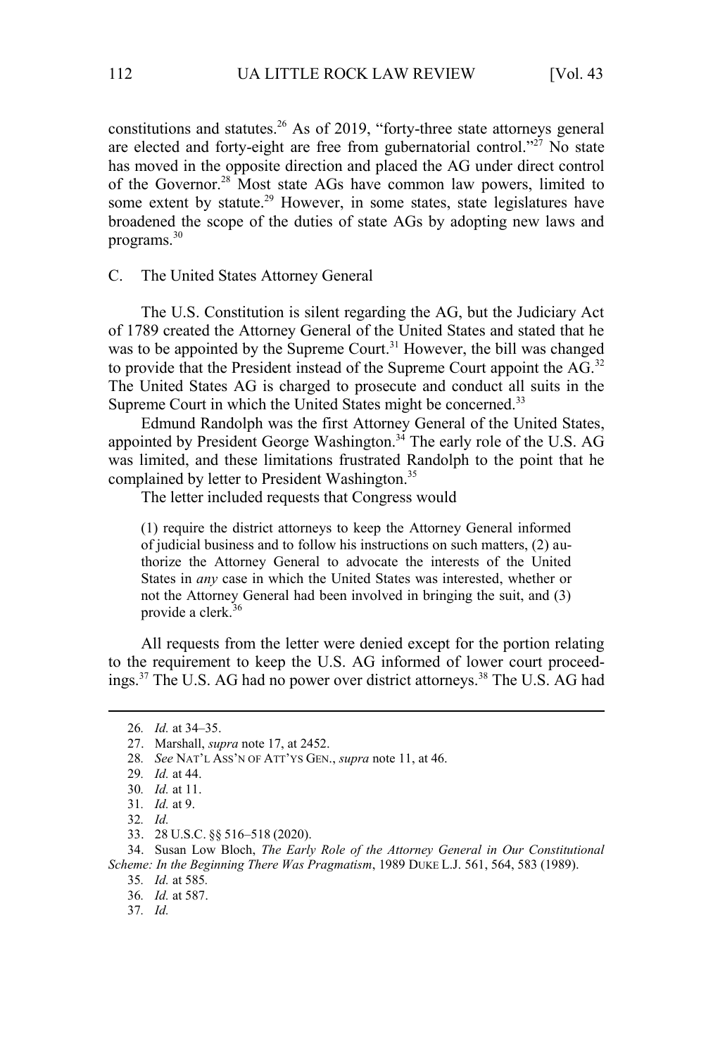constitutions and statutes.[26] As of 2019, "forty-three state attorneys general are elected and forty-eight are free from gubernatorial control."[27] No state has moved in the opposite direction and placed the AG under direct control of the Governor.[28] Most state AGs have common law powers, limited to some extent by statute.[29] However, in some states, state legislatures have broadened the scope of the duties of state AGs by adopting new laws and programs.[30]

### C. The United States Attorney General

The U.S. Constitution is silent regarding the AG, but the Judiciary Act of 1789 created the Attorney General of the United States and stated that he was to be appointed by the Supreme Court.[31] However, the bill was changed to provide that the President instead of the Supreme Court appoint the AG.[32] The United States AG is charged to prosecute and conduct all suits in the Supreme Court in which the United States might be concerned.[33]

Edmund Randolph was the first Attorney General of the United States, appointed by President George Washington.[34] The early role of the U.S. AG was limited, and these limitations frustrated Randolph to the point that he complained by letter to President Washington.[35]

The letter included requests that Congress would

> (1) require the district attorneys to keep the Attorney General informed of judicial business and to follow his instructions on such matters, (2) authorize the Attorney General to advocate the interests of the United States in *any* case in which the United States was interested, whether or not the Attorney General had been involved in bringing the suit, and (3) provide a clerk.[36]

All requests from the letter were denied except for the portion relating to the requirement to keep the U.S. AG informed of lower court proceedings.[37] The U.S. AG had no power over district attorneys.[38] The U.S. AG had

---

26. *Id.* at 34–35.
27. Marshall, *supra* note 17, at 2452.
28. *See* NAT'L ASS'N OF ATT'YS GEN., *supra* note 11, at 46.
29. *Id.* at 44.
30. *Id.* at 11.
31. *Id.* at 9.
32. *Id.*
33. 28 U.S.C. §§ 516–518 (2020).
34. Susan Low Bloch, *The Early Role of the Attorney General in Our Constitutional Scheme: In the Beginning There Was Pragmatism*, 1989 DUKE L.J. 561, 564, 583 (1989).
35. *Id.* at 585.
36. *Id.* at 587.
37. *Id.*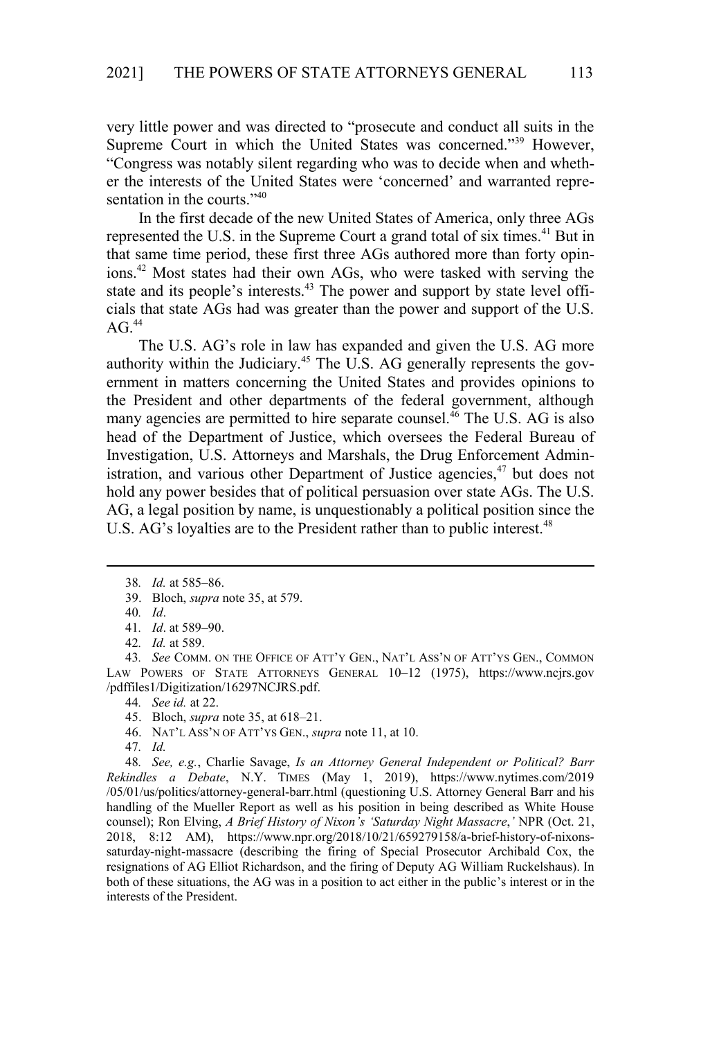very little power and was directed to "prosecute and conduct all suits in the Supreme Court in which the United States was concerned."[39] However, "Congress was notably silent regarding who was to decide when and whether the interests of the United States were 'concerned' and warranted representation in the courts."[40]

In the first decade of the new United States of America, only three AGs represented the U.S. in the Supreme Court a grand total of six times.[41] But in that same time period, these first three AGs authored more than forty opinions.[42] Most states had their own AGs, who were tasked with serving the state and its people's interests.[43] The power and support by state level officials that state AGs had was greater than the power and support of the U.S. AG.[44]

The U.S. AG's role in law has expanded and given the U.S. AG more authority within the Judiciary.[45] The U.S. AG generally represents the government in matters concerning the United States and provides opinions to the President and other departments of the federal government, although many agencies are permitted to hire separate counsel.[46] The U.S. AG is also head of the Department of Justice, which oversees the Federal Bureau of Investigation, U.S. Attorneys and Marshals, the Drug Enforcement Administration, and various other Department of Justice agencies,[47] but does not hold any power besides that of political persuasion over state AGs. The U.S. AG, a legal position by name, is unquestionably a political position since the U.S. AG's loyalties are to the President rather than to public interest.[48]

---

38. *Id.* at 585–86.

39. Bloch, *supra* note 35, at 579.

40. *Id*.

41. *Id*. at 589–90.

42. *Id.* at 589.

43. *See* COMM. ON THE OFFICE OF ATT'Y GEN., NAT'L ASS'N OF ATT'YS GEN., COMMON LAW POWERS OF STATE ATTORNEYS GENERAL 10–12 (1975), https://www.ncjrs.gov/pdffiles1/Digitization/16297NCJRS.pdf.

44. *See id.* at 22.

45. Bloch, *supra* note 35, at 618–21.

46. NAT'L ASS'N OF ATT'YS GEN., *supra* note 11, at 10.

47. *Id.*

48. *See, e.g.*, Charlie Savage, *Is an Attorney General Independent or Political? Barr Rekindles a Debate*, N.Y. TIMES (May 1, 2019), https://www.nytimes.com/2019/05/01/us/politics/attorney-general-barr.html (questioning U.S. Attorney General Barr and his handling of the Mueller Report as well as his position in being described as White House counsel); Ron Elving, *A Brief History of Nixon's 'Saturday Night Massacre*,*'* NPR (Oct. 21, 2018, 8:12 AM), https://www.npr.org/2018/10/21/659279158/a-brief-history-of-nixons-saturday-night-massacre (describing the firing of Special Prosecutor Archibald Cox, the resignations of AG Elliot Richardson, and the firing of Deputy AG William Ruckelshaus). In both of these situations, the AG was in a position to act either in the public's interest or in the interests of the President.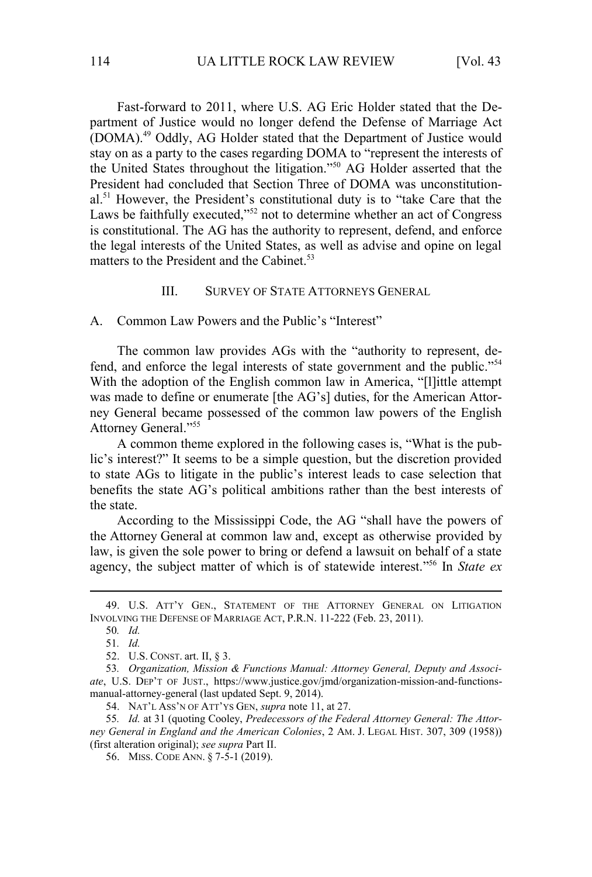Fast-forward to 2011, where U.S. AG Eric Holder stated that the Department of Justice would no longer defend the Defense of Marriage Act (DOMA).[49] Oddly, AG Holder stated that the Department of Justice would stay on as a party to the cases regarding DOMA to "represent the interests of the United States throughout the litigation."[50] AG Holder asserted that the President had concluded that Section Three of DOMA was unconstitutional.[51] However, the President's constitutional duty is to "take Care that the Laws be faithfully executed,"[52] not to determine whether an act of Congress is constitutional. The AG has the authority to represent, defend, and enforce the legal interests of the United States, as well as advise and opine on legal matters to the President and the Cabinet.[53]

## III. SURVEY OF STATE ATTORNEYS GENERAL

### A. Common Law Powers and the Public's "Interest"

The common law provides AGs with the "authority to represent, defend, and enforce the legal interests of state government and the public."[54] With the adoption of the English common law in America, "[l]ittle attempt was made to define or enumerate [the AG's] duties, for the American Attorney General became possessed of the common law powers of the English Attorney General."[55]

A common theme explored in the following cases is, "What is the public's interest?" It seems to be a simple question, but the discretion provided to state AGs to litigate in the public's interest leads to case selection that benefits the state AG's political ambitions rather than the best interests of the state.

According to the Mississippi Code, the AG "shall have the powers of the Attorney General at common law and, except as otherwise provided by law, is given the sole power to bring or defend a lawsuit on behalf of a state agency, the subject matter of which is of statewide interest."[56] In *State ex*

---

49. U.S. ATT'Y GEN., STATEMENT OF THE ATTORNEY GENERAL ON LITIGATION INVOLVING THE DEFENSE OF MARRIAGE ACT, P.R.N. 11-222 (Feb. 23, 2011).

50. *Id.*

51. *Id.*

52. U.S. CONST. art. II, § 3.

53. *Organization, Mission & Functions Manual: Attorney General, Deputy and Associate*, U.S. DEP'T OF JUST., https://www.justice.gov/jmd/organization-mission-and-functions-manual-attorney-general (last updated Sept. 9, 2014).

54. NAT'L ASS'N OF ATT'YS GEN, *supra* note 11, at 27.

55. *Id.* at 31 (quoting Cooley, *Predecessors of the Federal Attorney General: The Attorney General in England and the American Colonies*, 2 AM. J. LEGAL HIST. 307, 309 (1958)) (first alteration original); *see supra* Part II.

56. MISS. CODE ANN. § 7-5-1 (2019).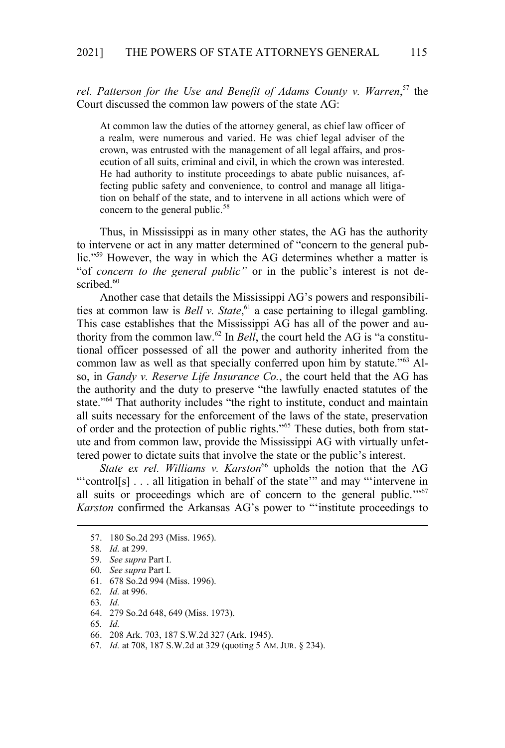*rel. Patterson for the Use and Benefit of Adams County v. Warren*,[57] the Court discussed the common law powers of the state AG:

> At common law the duties of the attorney general, as chief law officer of a realm, were numerous and varied. He was chief legal adviser of the crown, was entrusted with the management of all legal affairs, and prosecution of all suits, criminal and civil, in which the crown was interested. He had authority to institute proceedings to abate public nuisances, affecting public safety and convenience, to control and manage all litigation on behalf of the state, and to intervene in all actions which were of concern to the general public.[58]

Thus, in Mississippi as in many other states, the AG has the authority to intervene or act in any matter determined of "concern to the general public."[59] However, the way in which the AG determines whether a matter is "of *concern to the general public"* or in the public's interest is not described.[60]

Another case that details the Mississippi AG's powers and responsibilities at common law is *Bell v. State*,[61] a case pertaining to illegal gambling. This case establishes that the Mississippi AG has all of the power and authority from the common law.[62] In *Bell*, the court held the AG is "a constitutional officer possessed of all the power and authority inherited from the common law as well as that specially conferred upon him by statute."[63] Also, in *Gandy v. Reserve Life Insurance Co.*, the court held that the AG has the authority and the duty to preserve "the lawfully enacted statutes of the state."[64] That authority includes "the right to institute, conduct and maintain all suits necessary for the enforcement of the laws of the state, preservation of order and the protection of public rights."[65] These duties, both from statute and from common law, provide the Mississippi AG with virtually unfettered power to dictate suits that involve the state or the public's interest.

*State ex rel. Williams v. Karston*[66] upholds the notion that the AG "'control[s] . . . all litigation in behalf of the state'" and may "'intervene in all suits or proceedings which are of concern to the general public.'"[67] *Karston* confirmed the Arkansas AG's power to "'institute proceedings to

---

57. 180 So.2d 293 (Miss. 1965).

58. *Id.* at 299.

59. *See supra* Part I.

60. *See supra* Part I.

61. 678 So.2d 994 (Miss. 1996).

62. *Id.* at 996.

63. *Id.*

64. 279 So.2d 648, 649 (Miss. 1973).

65. *Id.*

66. 208 Ark. 703, 187 S.W.2d 327 (Ark. 1945).

67. *Id.* at 708, 187 S.W.2d at 329 (quoting 5 AM. JUR. § 234).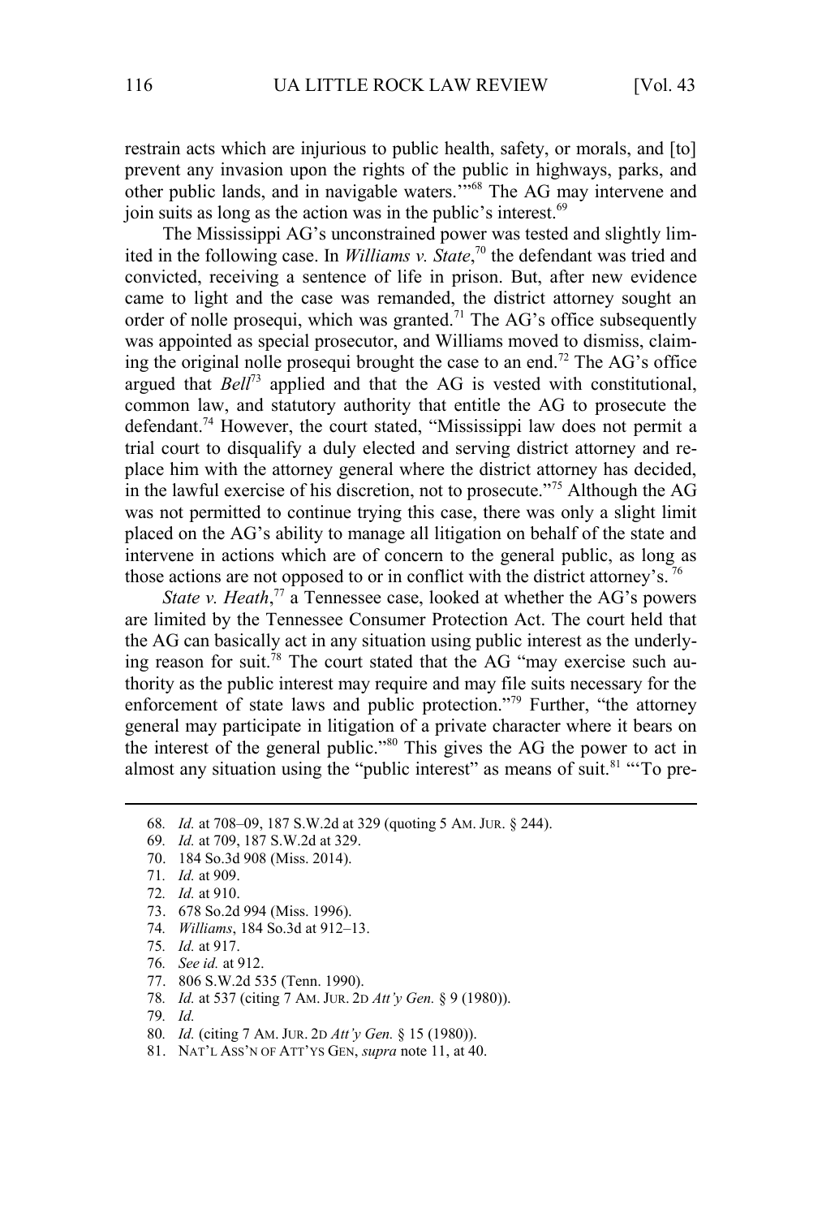restrain acts which are injurious to public health, safety, or morals, and [to] prevent any invasion upon the rights of the public in highways, parks, and other public lands, and in navigable waters.'"[68] The AG may intervene and join suits as long as the action was in the public's interest.[69]

The Mississippi AG's unconstrained power was tested and slightly limited in the following case. In *Williams v. State*,[70] the defendant was tried and convicted, receiving a sentence of life in prison. But, after new evidence came to light and the case was remanded, the district attorney sought an order of nolle prosequi, which was granted.[71] The AG's office subsequently was appointed as special prosecutor, and Williams moved to dismiss, claiming the original nolle prosequi brought the case to an end.[72] The AG's office argued that *Bell*[73] applied and that the AG is vested with constitutional, common law, and statutory authority that entitle the AG to prosecute the defendant.[74] However, the court stated, "Mississippi law does not permit a trial court to disqualify a duly elected and serving district attorney and replace him with the attorney general where the district attorney has decided, in the lawful exercise of his discretion, not to prosecute."[75] Although the AG was not permitted to continue trying this case, there was only a slight limit placed on the AG's ability to manage all litigation on behalf of the state and intervene in actions which are of concern to the general public, as long as those actions are not opposed to or in conflict with the district attorney's.[76]

*State v. Heath*,[77] a Tennessee case, looked at whether the AG's powers are limited by the Tennessee Consumer Protection Act. The court held that the AG can basically act in any situation using public interest as the underlying reason for suit.[78] The court stated that the AG "may exercise such authority as the public interest may require and may file suits necessary for the enforcement of state laws and public protection."[79] Further, "the attorney general may participate in litigation of a private character where it bears on the interest of the general public."[80] This gives the AG the power to act in almost any situation using the "public interest" as means of suit.[81] "'To pre-

---

68. *Id.* at 708–09, 187 S.W.2d at 329 (quoting 5 AM. JUR. § 244).
69. *Id.* at 709, 187 S.W.2d at 329.
70. 184 So.3d 908 (Miss. 2014).
71. *Id.* at 909.
72. *Id.* at 910.
73. 678 So.2d 994 (Miss. 1996).
74. *Williams*, 184 So.3d at 912–13.
75. *Id.* at 917.
76. *See id.* at 912.
77. 806 S.W.2d 535 (Tenn. 1990).
78. *Id.* at 537 (citing 7 AM. JUR. 2D *Att'y Gen.* § 9 (1980)).
79. *Id.*
80. *Id.* (citing 7 AM. JUR. 2D *Att'y Gen.* § 15 (1980)).
81. NAT'L ASS'N OF ATT'YS GEN, *supra* note 11, at 40.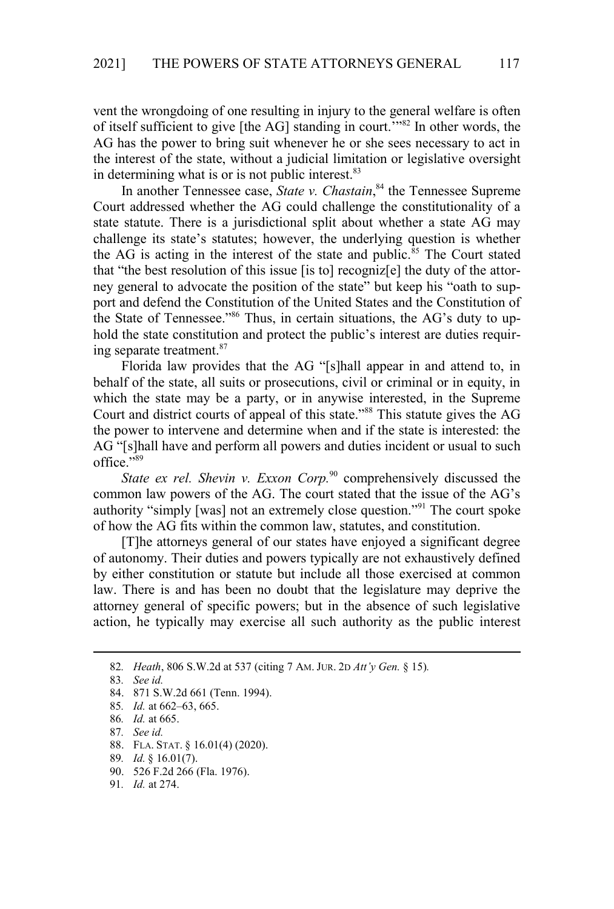vent the wrongdoing of one resulting in injury to the general welfare is often of itself sufficient to give [the AG] standing in court.'"[82] In other words, the AG has the power to bring suit whenever he or she sees necessary to act in the interest of the state, without a judicial limitation or legislative oversight in determining what is or is not public interest.[83]

In another Tennessee case, *State v. Chastain*,[84] the Tennessee Supreme Court addressed whether the AG could challenge the constitutionality of a state statute. There is a jurisdictional split about whether a state AG may challenge its state's statutes; however, the underlying question is whether the AG is acting in the interest of the state and public.[85] The Court stated that "the best resolution of this issue [is to] recogniz[e] the duty of the attorney general to advocate the position of the state" but keep his "oath to support and defend the Constitution of the United States and the Constitution of the State of Tennessee."[86] Thus, in certain situations, the AG's duty to uphold the state constitution and protect the public's interest are duties requiring separate treatment.[87]

Florida law provides that the AG "[s]hall appear in and attend to, in behalf of the state, all suits or prosecutions, civil or criminal or in equity, in which the state may be a party, or in anywise interested, in the Supreme Court and district courts of appeal of this state."[88] This statute gives the AG the power to intervene and determine when and if the state is interested: the AG "[s]hall have and perform all powers and duties incident or usual to such office."[89]

*State ex rel. Shevin v. Exxon Corp.*[90] comprehensively discussed the common law powers of the AG. The court stated that the issue of the AG's authority "simply [was] not an extremely close question."[91] The court spoke of how the AG fits within the common law, statutes, and constitution.

[T]he attorneys general of our states have enjoyed a significant degree of autonomy. Their duties and powers typically are not exhaustively defined by either constitution or statute but include all those exercised at common law. There is and has been no doubt that the legislature may deprive the attorney general of specific powers; but in the absence of such legislative action, he typically may exercise all such authority as the public interest

82. *Heath*, 806 S.W.2d at 537 (citing 7 AM. JUR. 2D *Att'y Gen.* § 15).

83. *See id.*

84. 871 S.W.2d 661 (Tenn. 1994).

85. *Id.* at 662–63, 665.

86. *Id.* at 665.

87. *See id.*

88. FLA. STAT. § 16.01(4) (2020).

89. *Id.* § 16.01(7).

90. 526 F.2d 266 (Fla. 1976).

91. *Id.* at 274.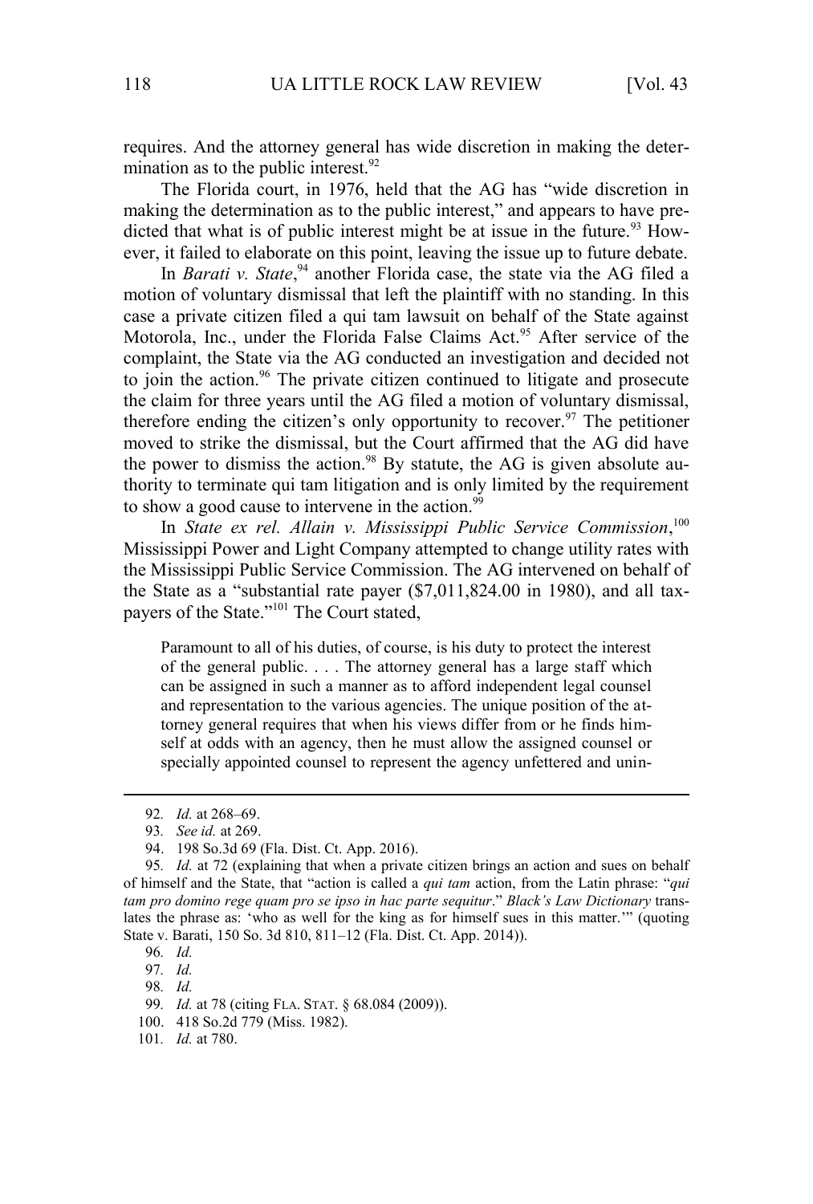requires. And the attorney general has wide discretion in making the determination as to the public interest.[92]

The Florida court, in 1976, held that the AG has "wide discretion in making the determination as to the public interest," and appears to have predicted that what is of public interest might be at issue in the future.[93] However, it failed to elaborate on this point, leaving the issue up to future debate.

In *Barati v. State*,[94] another Florida case, the state via the AG filed a motion of voluntary dismissal that left the plaintiff with no standing. In this case a private citizen filed a qui tam lawsuit on behalf of the State against Motorola, Inc., under the Florida False Claims Act.[95] After service of the complaint, the State via the AG conducted an investigation and decided not to join the action.[96] The private citizen continued to litigate and prosecute the claim for three years until the AG filed a motion of voluntary dismissal, therefore ending the citizen's only opportunity to recover.[97] The petitioner moved to strike the dismissal, but the Court affirmed that the AG did have the power to dismiss the action.[98] By statute, the AG is given absolute authority to terminate qui tam litigation and is only limited by the requirement to show a good cause to intervene in the action.[99]

In *State ex rel. Allain v. Mississippi Public Service Commission*,[100] Mississippi Power and Light Company attempted to change utility rates with the Mississippi Public Service Commission. The AG intervened on behalf of the State as a "substantial rate payer ($7,011,824.00 in 1980), and all taxpayers of the State."[101] The Court stated,

> Paramount to all of his duties, of course, is his duty to protect the interest of the general public. . . . The attorney general has a large staff which can be assigned in such a manner as to afford independent legal counsel and representation to the various agencies. The unique position of the attorney general requires that when his views differ from or he finds himself at odds with an agency, then he must allow the assigned counsel or specially appointed counsel to represent the agency unfettered and unin-

---

92. *Id.* at 268–69.

93. *See id.* at 269.

94. 198 So.3d 69 (Fla. Dist. Ct. App. 2016).

95. *Id.* at 72 (explaining that when a private citizen brings an action and sues on behalf of himself and the State, that "action is called a *qui tam* action, from the Latin phrase: "*qui tam pro domino rege quam pro se ipso in hac parte sequitur*." *Black's Law Dictionary* translates the phrase as: 'who as well for the king as for himself sues in this matter.'" (quoting State v. Barati, 150 So. 3d 810, 811–12 (Fla. Dist. Ct. App. 2014)).

96. *Id.*

97. *Id.*

98. *Id.*

99. *Id.* at 78 (citing FLA. STAT. § 68.084 (2009)).

100. 418 So.2d 779 (Miss. 1982).

101. *Id.* at 780.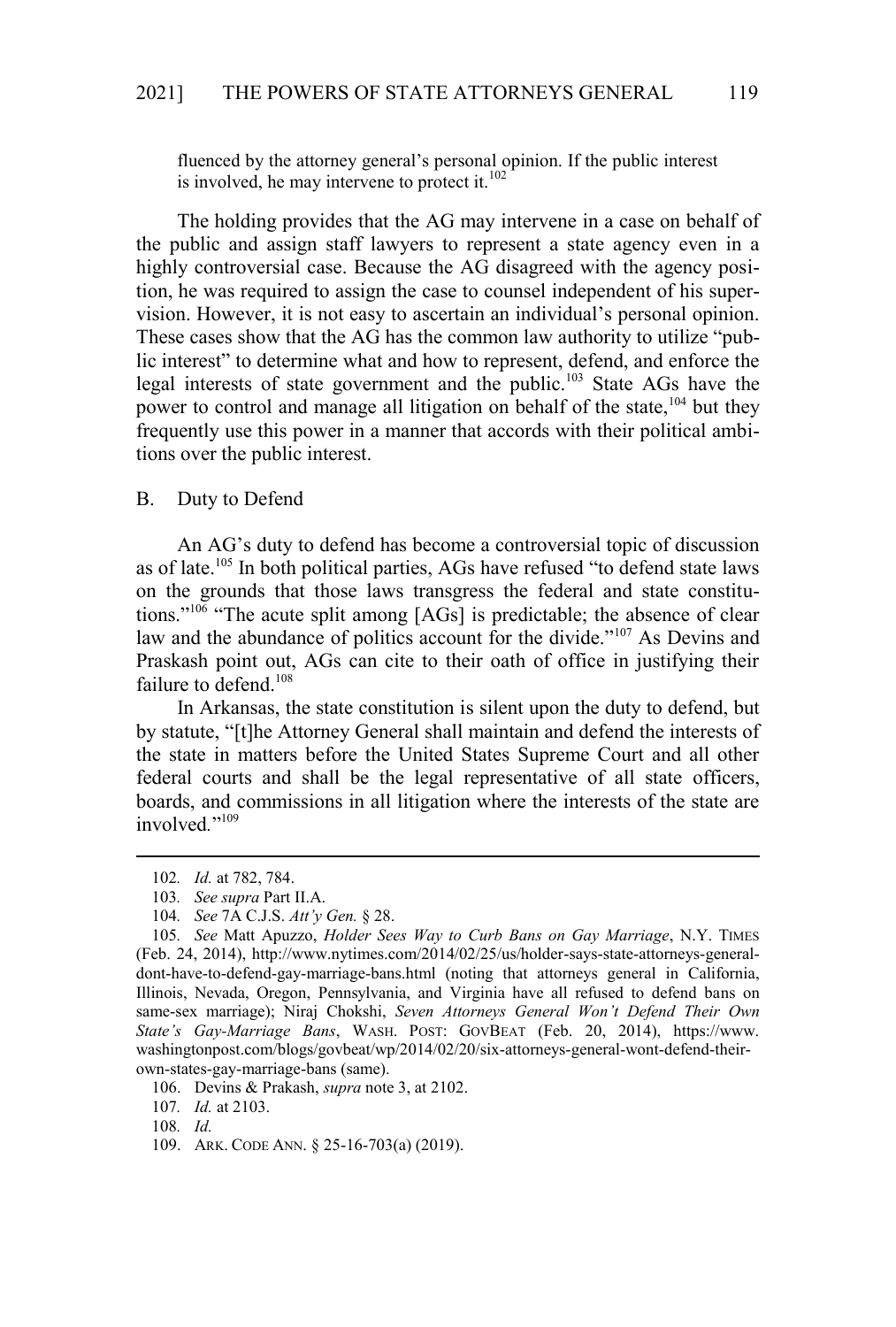fluenced by the attorney general's personal opinion. If the public interest is involved, he may intervene to protect it.[102]

The holding provides that the AG may intervene in a case on behalf of the public and assign staff lawyers to represent a state agency even in a highly controversial case. Because the AG disagreed with the agency position, he was required to assign the case to counsel independent of his supervision. However, it is not easy to ascertain an individual's personal opinion. These cases show that the AG has the common law authority to utilize "public interest" to determine what and how to represent, defend, and enforce the legal interests of state government and the public.[103] State AGs have the power to control and manage all litigation on behalf of the state,[104] but they frequently use this power in a manner that accords with their political ambitions over the public interest.

## B. Duty to Defend

An AG's duty to defend has become a controversial topic of discussion as of late.[105] In both political parties, AGs have refused "to defend state laws on the grounds that those laws transgress the federal and state constitutions."[106] "The acute split among [AGs] is predictable; the absence of clear law and the abundance of politics account for the divide."[107] As Devins and Praskash point out, AGs can cite to their oath of office in justifying their failure to defend.[108]

In Arkansas, the state constitution is silent upon the duty to defend, but by statute, "[t]he Attorney General shall maintain and defend the interests of the state in matters before the United States Supreme Court and all other federal courts and shall be the legal representative of all state officers, boards, and commissions in all litigation where the interests of the state are involved."[109]

---

102. *Id.* at 782, 784.

103. *See supra* Part II.A.

104. *See* 7A C.J.S. *Att'y Gen.* § 28.

105. *See* Matt Apuzzo, *Holder Sees Way to Curb Bans on Gay Marriage*, N.Y. TIMES (Feb. 24, 2014), http://www.nytimes.com/2014/02/25/us/holder-says-state-attorneys-general-dont-have-to-defend-gay-marriage-bans.html (noting that attorneys general in California, Illinois, Nevada, Oregon, Pennsylvania, and Virginia have all refused to defend bans on same-sex marriage); Niraj Chokshi, *Seven Attorneys General Won't Defend Their Own State's Gay-Marriage Bans*, WASH. POST: GOVBEAT (Feb. 20, 2014), https://www.washingtonpost.com/blogs/govbeat/wp/2014/02/20/six-attorneys-general-wont-defend-their-own-states-gay-marriage-bans (same).

106. Devins & Prakash, *supra* note 3, at 2102.

107. *Id.* at 2103.

108. *Id.*

109. ARK. CODE ANN. § 25-16-703(a) (2019).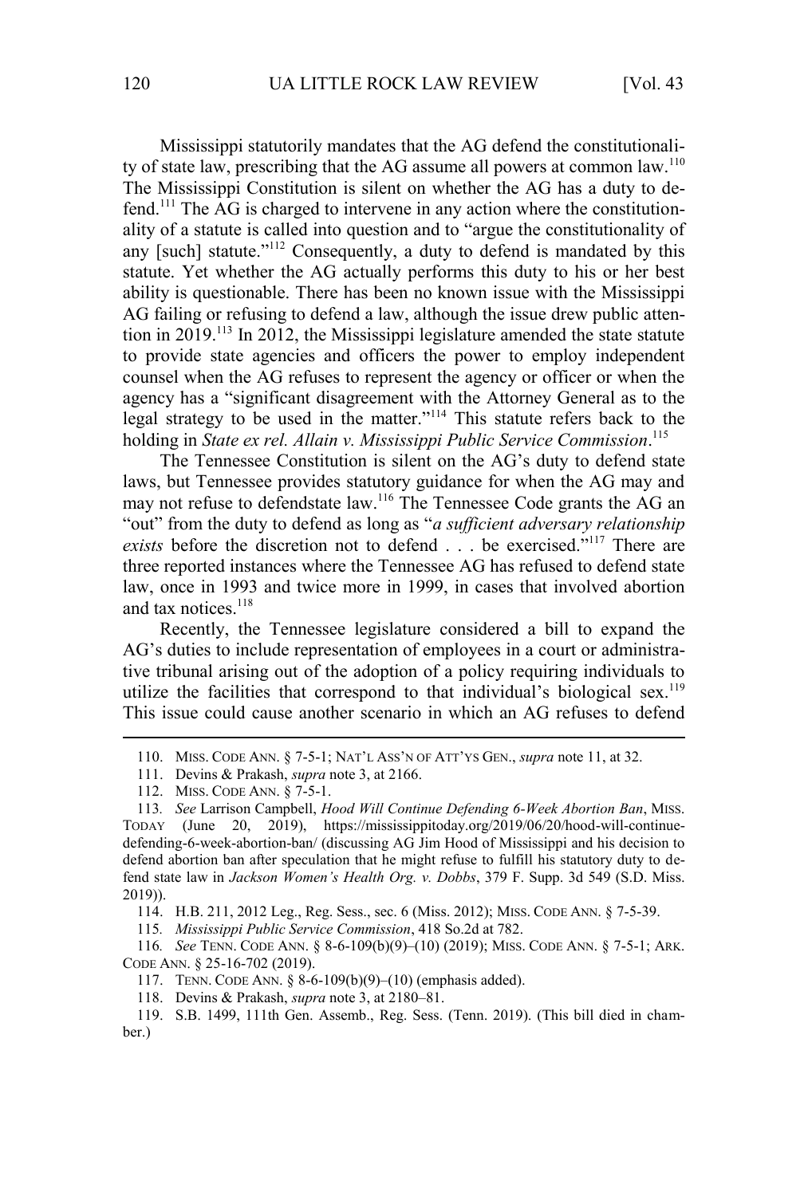Mississippi statutorily mandates that the AG defend the constitutionality of state law, prescribing that the AG assume all powers at common law.[110] The Mississippi Constitution is silent on whether the AG has a duty to defend.[111] The AG is charged to intervene in any action where the constitutionality of a statute is called into question and to "argue the constitutionality of any [such] statute."[112] Consequently, a duty to defend is mandated by this statute. Yet whether the AG actually performs this duty to his or her best ability is questionable. There has been no known issue with the Mississippi AG failing or refusing to defend a law, although the issue drew public attention in 2019.[113] In 2012, the Mississippi legislature amended the state statute to provide state agencies and officers the power to employ independent counsel when the AG refuses to represent the agency or officer or when the agency has a "significant disagreement with the Attorney General as to the legal strategy to be used in the matter."[114] This statute refers back to the holding in *State ex rel. Allain v. Mississippi Public Service Commission*.[115]

The Tennessee Constitution is silent on the AG's duty to defend state laws, but Tennessee provides statutory guidance for when the AG may and may not refuse to defendstate law.[116] The Tennessee Code grants the AG an "out" from the duty to defend as long as "*a sufficient adversary relationship exists* before the discretion not to defend . . . be exercised."[117] There are three reported instances where the Tennessee AG has refused to defend state law, once in 1993 and twice more in 1999, in cases that involved abortion and tax notices.[118]

Recently, the Tennessee legislature considered a bill to expand the AG's duties to include representation of employees in a court or administrative tribunal arising out of the adoption of a policy requiring individuals to utilize the facilities that correspond to that individual's biological sex.[119] This issue could cause another scenario in which an AG refuses to defend

---

110. MISS. CODE ANN. § 7-5-1; NAT'L ASS'N OF ATT'YS GEN., *supra* note 11, at 32.

111. Devins & Prakash, *supra* note 3, at 2166.

112. MISS. CODE ANN. § 7-5-1.

113. *See* Larrison Campbell, *Hood Will Continue Defending 6-Week Abortion Ban*, MISS. TODAY (June 20, 2019), https://mississippitoday.org/2019/06/20/hood-will-continue-defending-6-week-abortion-ban/ (discussing AG Jim Hood of Mississippi and his decision to defend abortion ban after speculation that he might refuse to fulfill his statutory duty to defend state law in *Jackson Women's Health Org. v. Dobbs*, 379 F. Supp. 3d 549 (S.D. Miss. 2019)).

114. H.B. 211, 2012 Leg., Reg. Sess., sec. 6 (Miss. 2012); MISS. CODE ANN. § 7-5-39.

115. *Mississippi Public Service Commission*, 418 So.2d at 782.

116. *See* TENN. CODE ANN. § 8-6-109(b)(9)–(10) (2019); MISS. CODE ANN. § 7-5-1; ARK. CODE ANN. § 25-16-702 (2019).

117. TENN. CODE ANN. § 8-6-109(b)(9)–(10) (emphasis added).

118. Devins & Prakash, *supra* note 3, at 2180–81.

119. S.B. 1499, 111th Gen. Assemb., Reg. Sess. (Tenn. 2019). (This bill died in chamber.)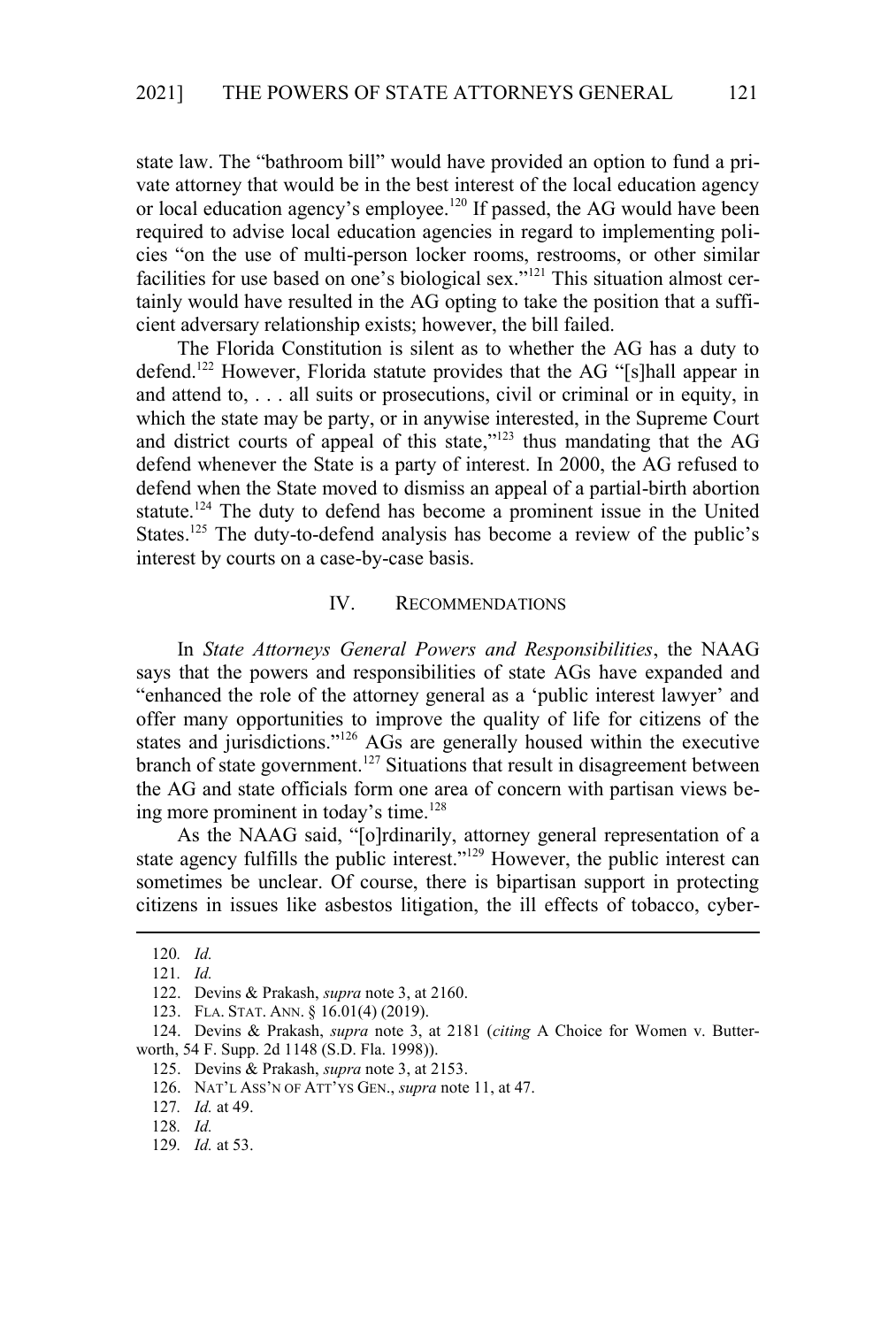state law. The "bathroom bill" would have provided an option to fund a private attorney that would be in the best interest of the local education agency or local education agency's employee.[120] If passed, the AG would have been required to advise local education agencies in regard to implementing policies "on the use of multi-person locker rooms, restrooms, or other similar facilities for use based on one's biological sex."[121] This situation almost certainly would have resulted in the AG opting to take the position that a sufficient adversary relationship exists; however, the bill failed.

The Florida Constitution is silent as to whether the AG has a duty to defend.[122] However, Florida statute provides that the AG "[s]hall appear in and attend to, . . . all suits or prosecutions, civil or criminal or in equity, in which the state may be party, or in anywise interested, in the Supreme Court and district courts of appeal of this state,"[123] thus mandating that the AG defend whenever the State is a party of interest. In 2000, the AG refused to defend when the State moved to dismiss an appeal of a partial-birth abortion statute.[124] The duty to defend has become a prominent issue in the United States.[125] The duty-to-defend analysis has become a review of the public's interest by courts on a case-by-case basis.

## IV. RECOMMENDATIONS

In *State Attorneys General Powers and Responsibilities*, the NAAG says that the powers and responsibilities of state AGs have expanded and "enhanced the role of the attorney general as a 'public interest lawyer' and offer many opportunities to improve the quality of life for citizens of the states and jurisdictions."[126] AGs are generally housed within the executive branch of state government.[127] Situations that result in disagreement between the AG and state officials form one area of concern with partisan views being more prominent in today's time.[128]

As the NAAG said, "[o]rdinarily, attorney general representation of a state agency fulfills the public interest."[129] However, the public interest can sometimes be unclear. Of course, there is bipartisan support in protecting citizens in issues like asbestos litigation, the ill effects of tobacco, cyber-

---

120. *Id.*

121. *Id.*

122. Devins & Prakash, *supra* note 3, at 2160.

123. FLA. STAT. ANN. § 16.01(4) (2019).

124. Devins & Prakash, *supra* note 3, at 2181 (*citing* A Choice for Women v. Butterworth, 54 F. Supp. 2d 1148 (S.D. Fla. 1998)).

125. Devins & Prakash, *supra* note 3, at 2153.

126. NAT'L ASS'N OF ATT'YS GEN., *supra* note 11, at 47.

127. *Id.* at 49.

128. *Id.*

129. *Id.* at 53.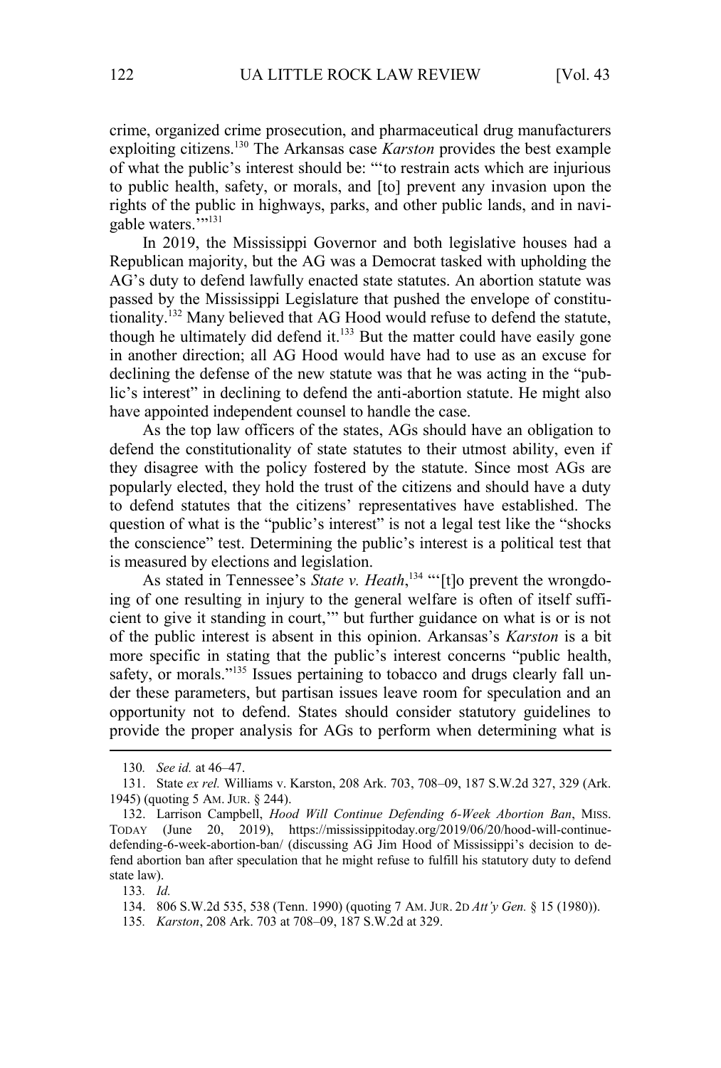crime, organized crime prosecution, and pharmaceutical drug manufacturers exploiting citizens.[130] The Arkansas case *Karston* provides the best example of what the public's interest should be: "'to restrain acts which are injurious to public health, safety, or morals, and [to] prevent any invasion upon the rights of the public in highways, parks, and other public lands, and in navigable waters.'"[131]

In 2019, the Mississippi Governor and both legislative houses had a Republican majority, but the AG was a Democrat tasked with upholding the AG's duty to defend lawfully enacted state statutes. An abortion statute was passed by the Mississippi Legislature that pushed the envelope of constitutionality.[132] Many believed that AG Hood would refuse to defend the statute, though he ultimately did defend it.[133] But the matter could have easily gone in another direction; all AG Hood would have had to use as an excuse for declining the defense of the new statute was that he was acting in the "public's interest" in declining to defend the anti-abortion statute. He might also have appointed independent counsel to handle the case.

As the top law officers of the states, AGs should have an obligation to defend the constitutionality of state statutes to their utmost ability, even if they disagree with the policy fostered by the statute. Since most AGs are popularly elected, they hold the trust of the citizens and should have a duty to defend statutes that the citizens' representatives have established. The question of what is the "public's interest" is not a legal test like the "shocks the conscience" test. Determining the public's interest is a political test that is measured by elections and legislation.

As stated in Tennessee's *State v. Heath*,[134] "'[t]o prevent the wrongdoing of one resulting in injury to the general welfare is often of itself sufficient to give it standing in court,'" but further guidance on what is or is not of the public interest is absent in this opinion. Arkansas's *Karston* is a bit more specific in stating that the public's interest concerns "public health, safety, or morals."[135] Issues pertaining to tobacco and drugs clearly fall under these parameters, but partisan issues leave room for speculation and an opportunity not to defend. States should consider statutory guidelines to provide the proper analysis for AGs to perform when determining what is

---

130. *See id.* at 46–47.

131. State *ex rel.* Williams v. Karston, 208 Ark. 703, 708–09, 187 S.W.2d 327, 329 (Ark. 1945) (quoting 5 AM. JUR. § 244).

132. Larrison Campbell, *Hood Will Continue Defending 6-Week Abortion Ban*, MISS. TODAY (June 20, 2019), https://mississippitoday.org/2019/06/20/hood-will-continue-defending-6-week-abortion-ban/ (discussing AG Jim Hood of Mississippi's decision to defend abortion ban after speculation that he might refuse to fulfill his statutory duty to defend state law).

133. *Id.*

134. 806 S.W.2d 535, 538 (Tenn. 1990) (quoting 7 AM. JUR. 2D *Att'y Gen.* § 15 (1980)).

135. *Karston*, 208 Ark. 703 at 708–09, 187 S.W.2d at 329.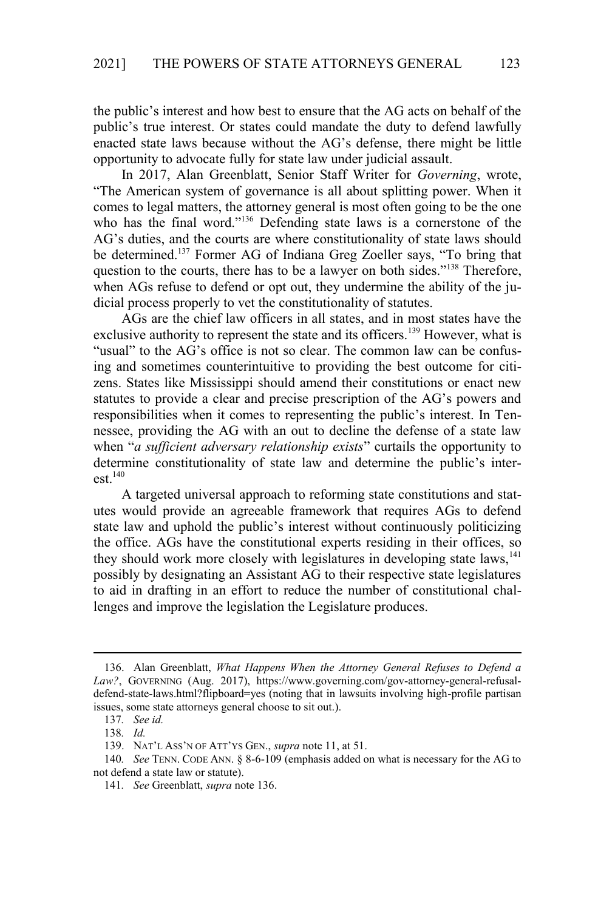the public's interest and how best to ensure that the AG acts on behalf of the public's true interest. Or states could mandate the duty to defend lawfully enacted state laws because without the AG's defense, there might be little opportunity to advocate fully for state law under judicial assault.

In 2017, Alan Greenblatt, Senior Staff Writer for *Governing*, wrote, "The American system of governance is all about splitting power. When it comes to legal matters, the attorney general is most often going to be the one who has the final word."[136] Defending state laws is a cornerstone of the AG's duties, and the courts are where constitutionality of state laws should be determined.[137] Former AG of Indiana Greg Zoeller says, "To bring that question to the courts, there has to be a lawyer on both sides."[138] Therefore, when AGs refuse to defend or opt out, they undermine the ability of the judicial process properly to vet the constitutionality of statutes.

AGs are the chief law officers in all states, and in most states have the exclusive authority to represent the state and its officers.[139] However, what is "usual" to the AG's office is not so clear. The common law can be confusing and sometimes counterintuitive to providing the best outcome for citizens. States like Mississippi should amend their constitutions or enact new statutes to provide a clear and precise prescription of the AG's powers and responsibilities when it comes to representing the public's interest. In Tennessee, providing the AG with an out to decline the defense of a state law when "*a sufficient adversary relationship exists*" curtails the opportunity to determine constitutionality of state law and determine the public's interest.[140]

A targeted universal approach to reforming state constitutions and statutes would provide an agreeable framework that requires AGs to defend state law and uphold the public's interest without continuously politicizing the office. AGs have the constitutional experts residing in their offices, so they should work more closely with legislatures in developing state laws,[141] possibly by designating an Assistant AG to their respective state legislatures to aid in drafting in an effort to reduce the number of constitutional challenges and improve the legislation the Legislature produces.

---

136. Alan Greenblatt, *What Happens When the Attorney General Refuses to Defend a Law?*, GOVERNING (Aug. 2017), https://www.governing.com/gov-attorney-general-refusal-defend-state-laws.html?flipboard=yes (noting that in lawsuits involving high-profile partisan issues, some state attorneys general choose to sit out.).

137. *See id.*

138. *Id.*

139. NAT'L ASS'N OF ATT'YS GEN., *supra* note 11, at 51.

140. *See* TENN. CODE ANN. § 8-6-109 (emphasis added on what is necessary for the AG to not defend a state law or statute).

141. *See* Greenblatt, *supra* note 136.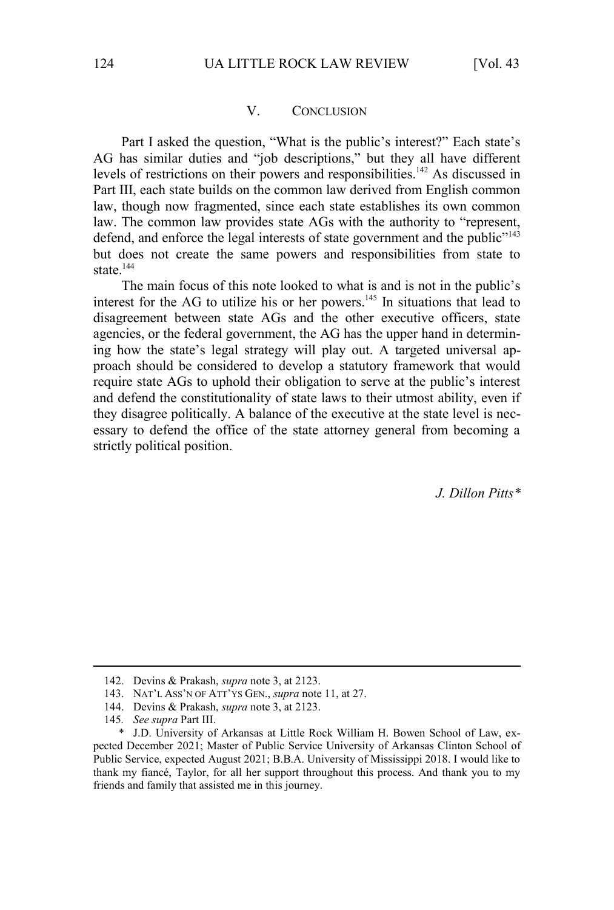## V. CONCLUSION

Part I asked the question, "What is the public's interest?" Each state's AG has similar duties and "job descriptions," but they all have different levels of restrictions on their powers and responsibilities.[142] As discussed in Part III, each state builds on the common law derived from English common law, though now fragmented, since each state establishes its own common law. The common law provides state AGs with the authority to "represent, defend, and enforce the legal interests of state government and the public"[143] but does not create the same powers and responsibilities from state to state.[144]

The main focus of this note looked to what is and is not in the public's interest for the AG to utilize his or her powers.[145] In situations that lead to disagreement between state AGs and the other executive officers, state agencies, or the federal government, the AG has the upper hand in determining how the state's legal strategy will play out. A targeted universal approach should be considered to develop a statutory framework that would require state AGs to uphold their obligation to serve at the public's interest and defend the constitutionality of state laws to their utmost ability, even if they disagree politically. A balance of the executive at the state level is necessary to defend the office of the state attorney general from becoming a strictly political position.

*J. Dillon Pitts**

---

142. Devins & Prakash, *supra* note 3, at 2123.

143. NAT'L ASS'N OF ATT'YS GEN., *supra* note 11, at 27.

144. Devins & Prakash, *supra* note 3, at 2123.

145. *See supra* Part III.

\* J.D. University of Arkansas at Little Rock William H. Bowen School of Law, expected December 2021; Master of Public Service University of Arkansas Clinton School of Public Service, expected August 2021; B.B.A. University of Mississippi 2018. I would like to thank my fiancé, Taylor, for all her support throughout this process. And thank you to my friends and family that assisted me in this journey.